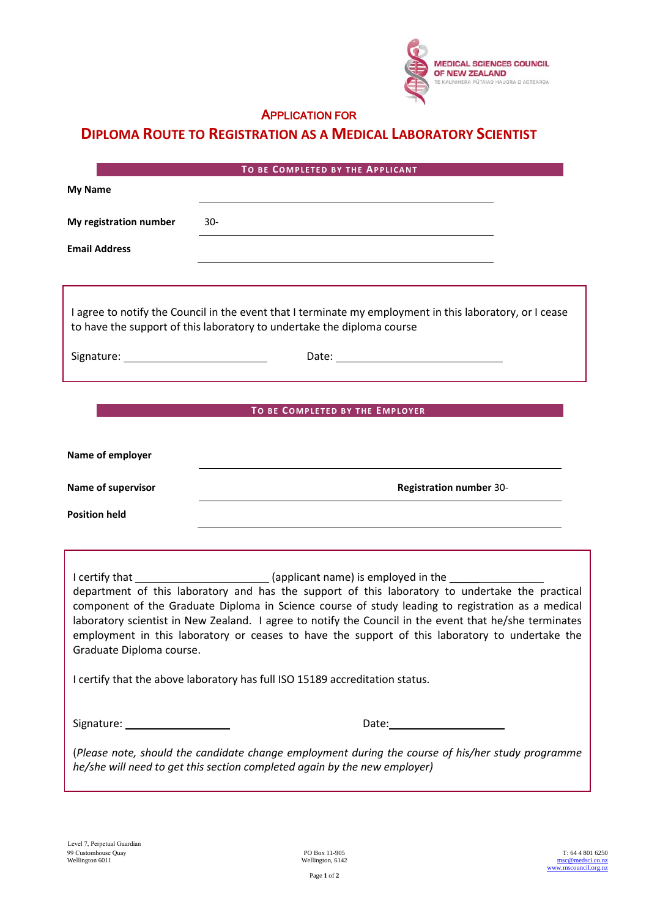MEDICAL SCIENCES COUNCIL
OF NEW ZEALAND
TE KAUNIHERA PŪTAIAO HAUORA O AOTEAROA

# APPLICATION FOR

# DIPLOMA ROUTE TO REGISTRATION AS A MEDICAL LABORATORY SCIENTIST

## TO BE COMPLETED BY THE APPLICANT

**My Name** ______________________________

**My registration number** 30-______________________________

**Email Address** ______________________________

I agree to notify the Council in the event that I terminate my employment in this laboratory, or I cease to have the support of this laboratory to undertake the diploma course

Signature: ____________________ Date: ____________________

## TO BE COMPLETED BY THE EMPLOYER

**Name of employer** ______________________________

**Name of supervisor** ______________________________ **Registration number** 30-

**Position held** ______________________________

I certify that ____________________ (applicant name) is employed in the ______________ department of this laboratory and has the support of this laboratory to undertake the practical component of the Graduate Diploma in Science course of study leading to registration as a medical laboratory scientist in New Zealand. I agree to notify the Council in the event that he/she terminates employment in this laboratory or ceases to have the support of this laboratory to undertake the Graduate Diploma course.

I certify that the above laboratory has full ISO 15189 accreditation status.

Signature: ____________________ Date: ____________________

(*Please note, should the candidate change employment during the course of his/her study programme he/she will need to get this section completed again by the new employer)*

Level 7, Perpetual Guardian
99 Customhouse Quay
Wellington 6011

PO Box 11-905
Wellington, 6142

T: 64 4 801 6250
msc@medsci.co.nz
www.mscouncil.org.nz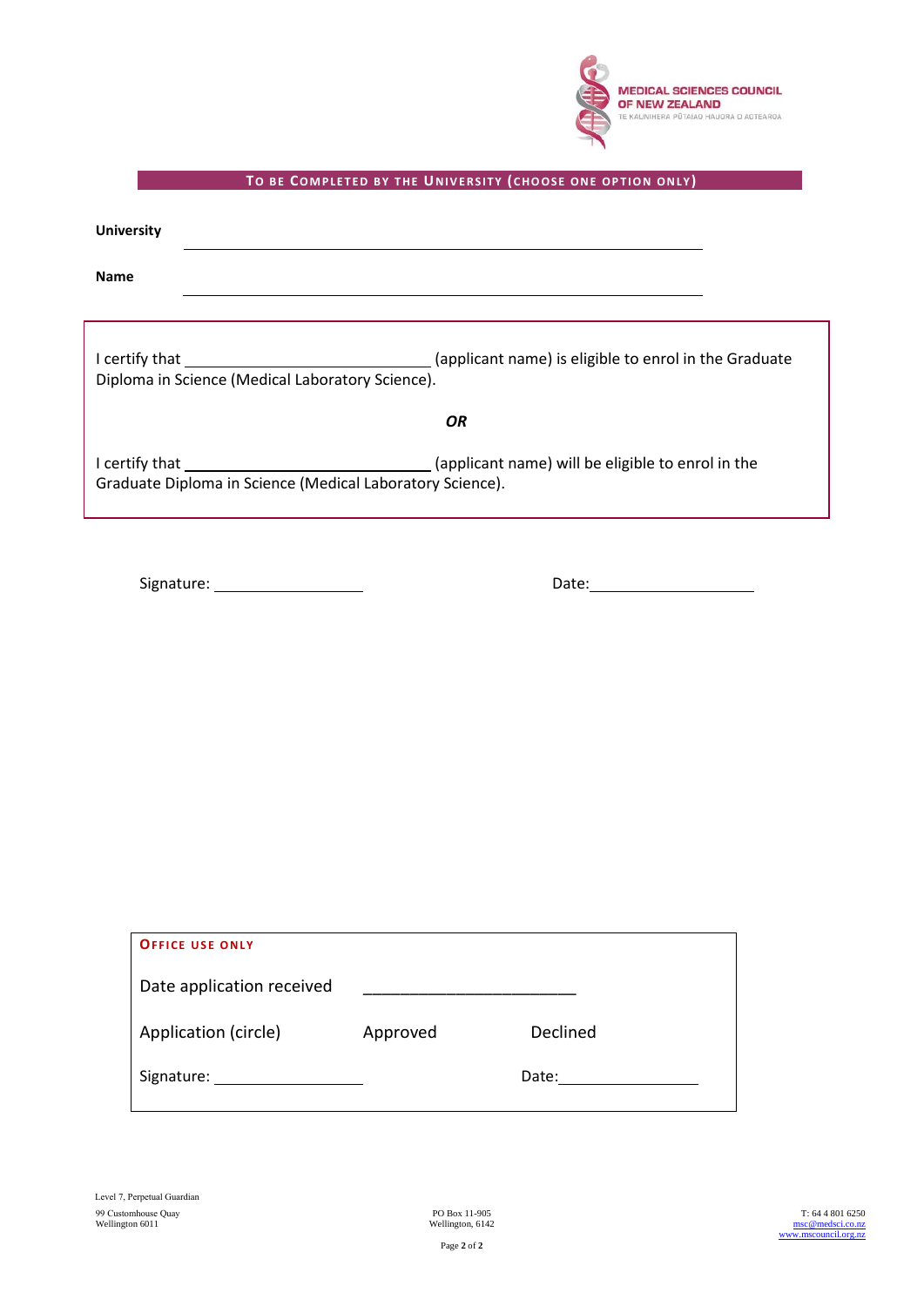MEDICAL SCIENCES COUNCIL OF NEW ZEALAND
TE KAUNIHERA PŪTAIAO HAUORA O AOTEAROA

## To be Completed by the University (choose one option only)

**University** ______________________________

**Name** ______________________________

I certify that ______________________ (applicant name) is eligible to enrol in the Graduate Diploma in Science (Medical Laboratory Science).

***OR***

I certify that ______________________ (applicant name) will be eligible to enrol in the Graduate Diploma in Science (Medical Laboratory Science).

Signature: ______________ Date: ______________

**Office use only**

Date application received ________________________

Application (circle) Approved Declined

Signature: ______________ Date: ______________

Level 7, Perpetual Guardian
99 Customhouse Quay
Wellington 6011

PO Box 11-905
Wellington, 6142

T: 64 4 801 6250
msc@medsci.co.nz
www.mscouncil.org.nz